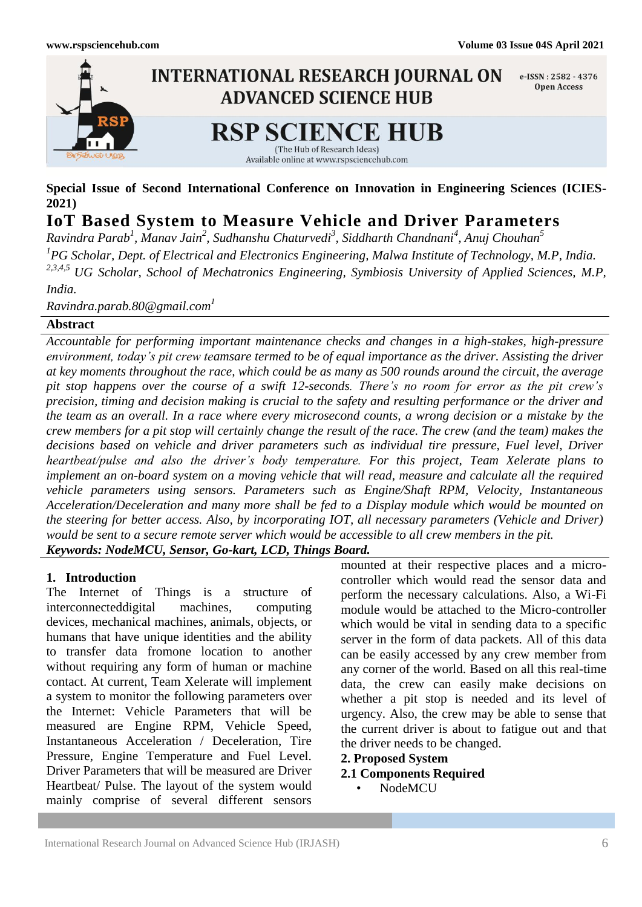**Special Issue of Second International Conference on Innovation in Engineering Sciences (ICIES-2021)**

# IoT Based System to Measure Vehicle and Driver Parameters

*Ravindra Parab[1], Manav Jain[2], Sudhanshu Chaturvedi[3], Siddharth Chandnani[4], Anuj Chouhan[5]*

*[1]PG Scholar, Dept. of Electrical and Electronics Engineering, Malwa Institute of Technology, M.P, India.*

*[2,3,4,5] UG Scholar, School of Mechatronics Engineering, Symbiosis University of Applied Sciences, M.P, India.*

*Ravindra.parab.80@gmail.com[1]*

## Abstract

*Accountable for performing important maintenance checks and changes in a high-stakes, high-pressure environment, today's pit crew teamsare termed to be of equal importance as the driver. Assisting the driver at key moments throughout the race, which could be as many as 500 rounds around the circuit, the average pit stop happens over the course of a swift 12-seconds. There's no room for error as the pit crew's precision, timing and decision making is crucial to the safety and resulting performance or the driver and the team as an overall. In a race where every microsecond counts, a wrong decision or a mistake by the crew members for a pit stop will certainly change the result of the race. The crew (and the team) makes the decisions based on vehicle and driver parameters such as individual tire pressure, Fuel level, Driver heartbeat/pulse and also the driver's body temperature. For this project, Team Xelerate plans to implement an on-board system on a moving vehicle that will read, measure and calculate all the required vehicle parameters using sensors. Parameters such as Engine/Shaft RPM, Velocity, Instantaneous Acceleration/Deceleration and many more shall be fed to a Display module which would be mounted on the steering for better access. Also, by incorporating IOT, all necessary parameters (Vehicle and Driver) would be sent to a secure remote server which would be accessible to all crew members in the pit.*

***Keywords: NodeMCU, Sensor, Go-kart, LCD, Things Board.***

## 1. Introduction

The Internet of Things is a structure of interconnecteddigital machines, computing devices, mechanical machines, animals, objects, or humans that have unique identities and the ability to transfer data fromone location to another without requiring any form of human or machine contact. At current, Team Xelerate will implement a system to monitor the following parameters over the Internet: Vehicle Parameters that will be measured are Engine RPM, Vehicle Speed, Instantaneous Acceleration / Deceleration, Tire Pressure, Engine Temperature and Fuel Level. Driver Parameters that will be measured are Driver Heartbeat/ Pulse. The layout of the system would mainly comprise of several different sensors mounted at their respective places and a micro-controller which would read the sensor data and perform the necessary calculations. Also, a Wi-Fi module would be attached to the Micro-controller which would be vital in sending data to a specific server in the form of data packets. All of this data can be easily accessed by any crew member from any corner of the world. Based on all this real-time data, the crew can easily make decisions on whether a pit stop is needed and its level of urgency. Also, the crew may be able to sense that the current driver is about to fatigue out and that the driver needs to be changed.

## 2. Proposed System

### 2.1 Components Required

- NodeMCU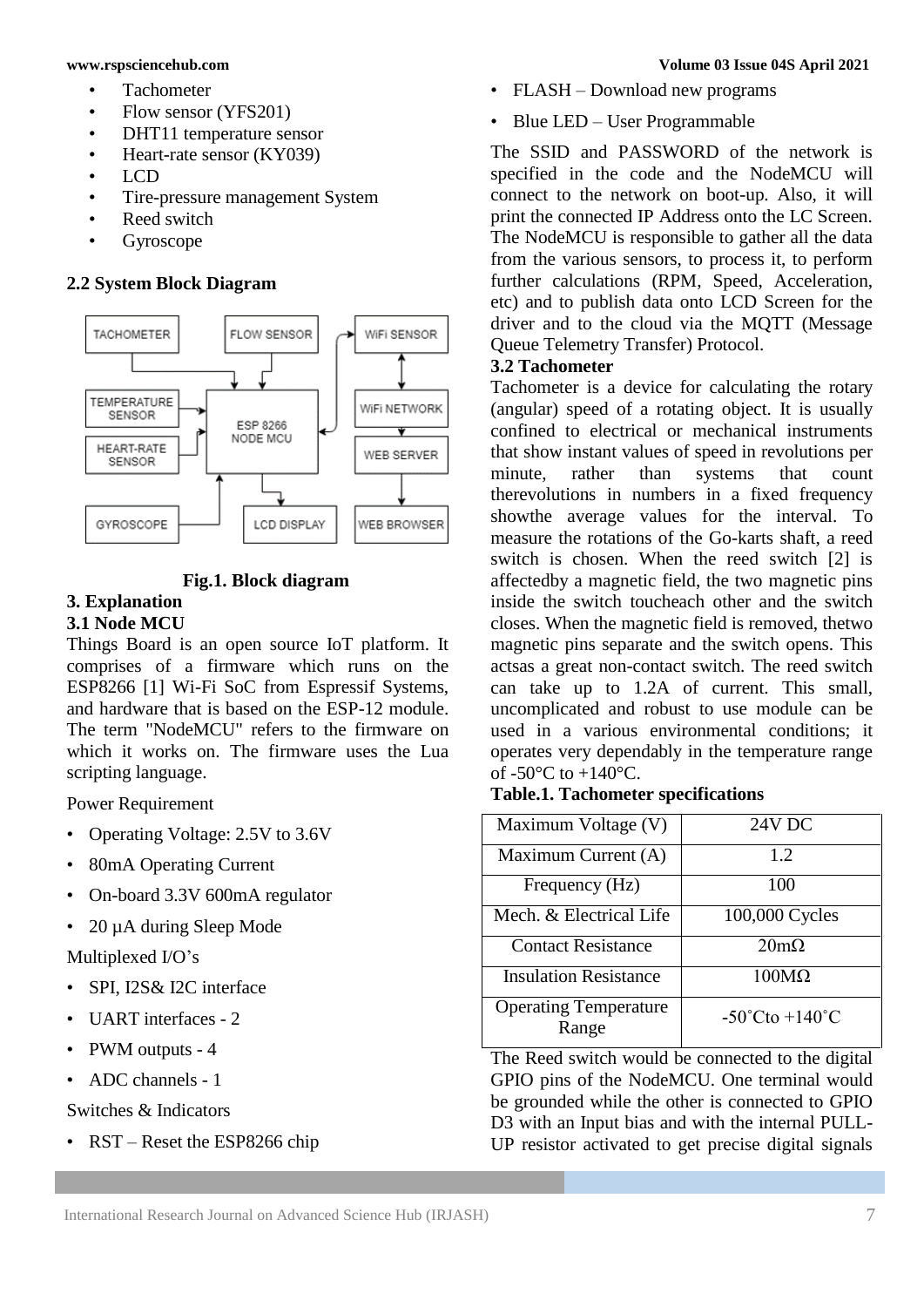- Tachometer
- Flow sensor (YFS201)
- DHT11 temperature sensor
- Heart-rate sensor (KY039)
- LCD
- Tire-pressure management System
- Reed switch
- Gyroscope

### 2.2 System Block Diagram

**Fig.1. Block diagram**

## 3. Explanation

### 3.1 Node MCU

Things Board is an open source IoT platform. It comprises of a firmware which runs on the ESP8266 [1] Wi-Fi SoC from Espressif Systems, and hardware that is based on the ESP-12 module. The term "NodeMCU" refers to the firmware on which it works on. The firmware uses the Lua scripting language.

Power Requirement

- Operating Voltage: 2.5V to 3.6V
- 80mA Operating Current
- On-board 3.3V 600mA regulator
- 20 µA during Sleep Mode

Multiplexed I/O's

- SPI, I2S& I2C interface
- UART interfaces - 2
- PWM outputs - 4
- ADC channels - 1

Switches & Indicators

- RST – Reset the ESP8266 chip
- FLASH – Download new programs
- Blue LED – User Programmable

The SSID and PASSWORD of the network is specified in the code and the NodeMCU will connect to the network on boot-up. Also, it will print the connected IP Address onto the LC Screen. The NodeMCU is responsible to gather all the data from the various sensors, to process it, to perform further calculations (RPM, Speed, Acceleration, etc) and to publish data onto LCD Screen for the driver and to the cloud via the MQTT (Message Queue Telemetry Transfer) Protocol.

### 3.2 Tachometer

Tachometer is a device for calculating the rotary (angular) speed of a rotating object. It is usually confined to electrical or mechanical instruments that show instant values of speed in revolutions per minute, rather than systems that count therevolutions in numbers in a fixed frequency showthe average values for the interval. To measure the rotations of the Go-karts shaft, a reed switch is chosen. When the reed switch [2] is affectedby a magnetic field, the two magnetic pins inside the switch toucheach other and the switch closes. When the magnetic field is removed, thetwo magnetic pins separate and the switch opens. This actsas a great non-contact switch. The reed switch can take up to 1.2A of current. This small, uncomplicated and robust to use module can be used in a various environmental conditions; it operates very dependably in the temperature range of -50°C to +140°C.

**Table.1. Tachometer specifications**

| Maximum Voltage (V) | 24V DC |
|---|---|
| Maximum Current (A) | 1.2 |
| Frequency (Hz) | 100 |
| Mech. & Electrical Life | 100,000 Cycles |
| Contact Resistance | 20mΩ |
| Insulation Resistance | 100MΩ |
| Operating Temperature Range | -50˚Cto +140˚C |

The Reed switch would be connected to the digital GPIO pins of the NodeMCU. One terminal would be grounded while the other is connected to GPIO D3 with an Input bias and with the internal PULL-UP resistor activated to get precise digital signals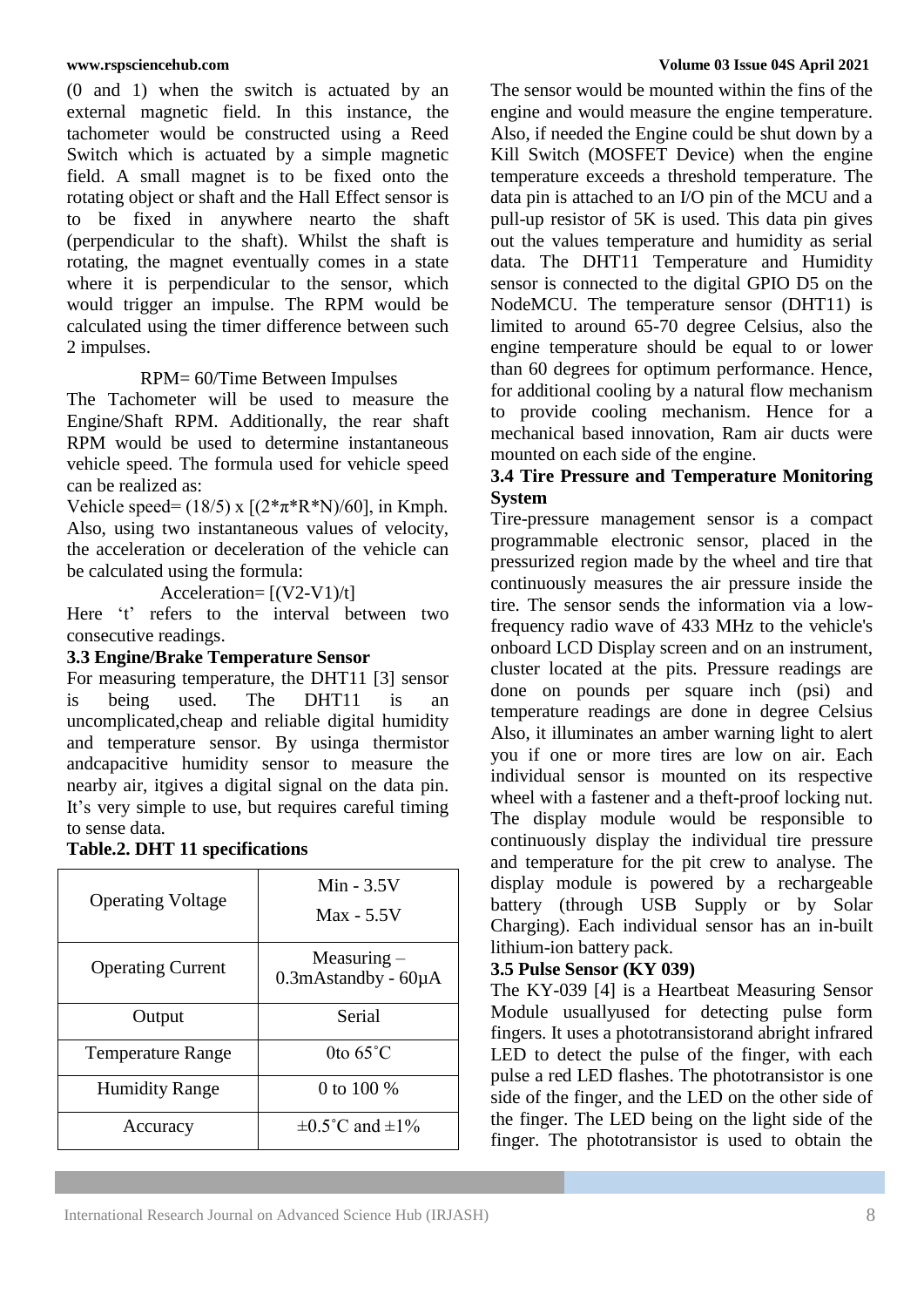(0 and 1) when the switch is actuated by an external magnetic field. In this instance, the tachometer would be constructed using a Reed Switch which is actuated by a simple magnetic field. A small magnet is to be fixed onto the rotating object or shaft and the Hall Effect sensor is to be fixed in anywhere nearto the shaft (perpendicular to the shaft). Whilst the shaft is rotating, the magnet eventually comes in a state where it is perpendicular to the sensor, which would trigger an impulse. The RPM would be calculated using the timer difference between such 2 impulses.

$$RPM = 60/\text{Time Between Impulses}$$

The Tachometer will be used to measure the Engine/Shaft RPM. Additionally, the rear shaft RPM would be used to determine instantaneous vehicle speed. The formula used for vehicle speed can be realized as:

Vehicle speed= $(18/5) \times [(2*\pi*R*N)/60]$, in Kmph.

Also, using two instantaneous values of velocity, the acceleration or deceleration of the vehicle can be calculated using the formula:

$$\text{Acceleration} = [(V2-V1)/t]$$

Here 't' refers to the interval between two consecutive readings.

### 3.3 Engine/Brake Temperature Sensor

For measuring temperature, the DHT11 [3] sensor is being used. The DHT11 is an uncomplicated,cheap and reliable digital humidity and temperature sensor. By usinga thermistor andcapacitive humidity sensor to measure the nearby air, itgives a digital signal on the data pin. It's very simple to use, but requires careful timing to sense data.

**Table.2. DHT 11 specifications**

| | |
|---|---|
| Operating Voltage | Min - 3.5V<br>Max - 5.5V |
| Operating Current | Measuring – 0.3mAstandby - 60µA |
| Output | Serial |
| Temperature Range | 0to 65˚C |
| Humidity Range | 0 to 100 % |
| Accuracy | ±0.5˚C and ±1% |

The sensor would be mounted within the fins of the engine and would measure the engine temperature. Also, if needed the Engine could be shut down by a Kill Switch (MOSFET Device) when the engine temperature exceeds a threshold temperature. The data pin is attached to an I/O pin of the MCU and a pull-up resistor of 5K is used. This data pin gives out the values temperature and humidity as serial data. The DHT11 Temperature and Humidity sensor is connected to the digital GPIO D5 on the NodeMCU. The temperature sensor (DHT11) is limited to around 65-70 degree Celsius, also the engine temperature should be equal to or lower than 60 degrees for optimum performance. Hence, for additional cooling by a natural flow mechanism to provide cooling mechanism. Hence for a mechanical based innovation, Ram air ducts were mounted on each side of the engine.

### 3.4 Tire Pressure and Temperature Monitoring System

Tire-pressure management sensor is a compact programmable electronic sensor, placed in the pressurized region made by the wheel and tire that continuously measures the air pressure inside the tire. The sensor sends the information via a low-frequency radio wave of 433 MHz to the vehicle's onboard LCD Display screen and on an instrument, cluster located at the pits. Pressure readings are done on pounds per square inch (psi) and temperature readings are done in degree Celsius Also, it illuminates an amber warning light to alert you if one or more tires are low on air. Each individual sensor is mounted on its respective wheel with a fastener and a theft-proof locking nut. The display module would be responsible to continuously display the individual tire pressure and temperature for the pit crew to analyse. The display module is powered by a rechargeable battery (through USB Supply or by Solar Charging). Each individual sensor has an in-built lithium-ion battery pack.

### 3.5 Pulse Sensor (KY 039)

The KY-039 [4] is a Heartbeat Measuring Sensor Module usuallyused for detecting pulse form fingers. It uses a phototransistorand abright infrared LED to detect the pulse of the finger, with each pulse a red LED flashes. The phototransistor is one side of the finger, and the LED on the other side of the finger. The LED being on the light side of the finger. The phototransistor is used to obtain the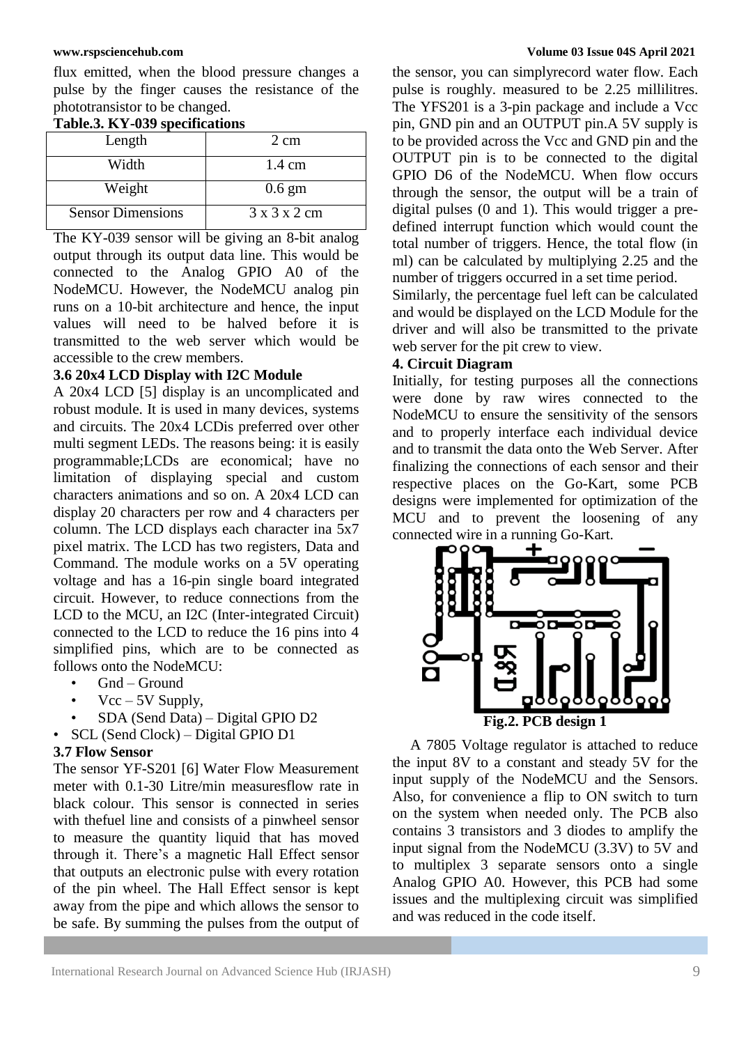flux emitted, when the blood pressure changes a pulse by the finger causes the resistance of the phototransistor to be changed.

**Table.3. KY-039 specifications**

| Length | 2 cm |
|---|---|
| Width | 1.4 cm |
| Weight | 0.6 gm |
| Sensor Dimensions | 3 x 3 x 2 cm |

The KY-039 sensor will be giving an 8-bit analog output through its output data line. This would be connected to the Analog GPIO A0 of the NodeMCU. However, the NodeMCU analog pin runs on a 10-bit architecture and hence, the input values will need to be halved before it is transmitted to the web server which would be accessible to the crew members.

### 3.6 20x4 LCD Display with I2C Module

A 20x4 LCD [5] display is an uncomplicated and robust module. It is used in many devices, systems and circuits. The 20x4 LCDis preferred over other multi segment LEDs. The reasons being: it is easily programmable;LCDs are economical; have no limitation of displaying special and custom characters animations and so on. A 20x4 LCD can display 20 characters per row and 4 characters per column. The LCD displays each character ina 5x7 pixel matrix. The LCD has two registers, Data and Command. The module works on a 5V operating voltage and has a 16-pin single board integrated circuit. However, to reduce connections from the LCD to the MCU, an I2C (Inter-integrated Circuit) connected to the LCD to reduce the 16 pins into 4 simplified pins, which are to be connected as follows onto the NodeMCU:

- Gnd – Ground
- Vcc – 5V Supply,
- SDA (Send Data) – Digital GPIO D2
- SCL (Send Clock) – Digital GPIO D1

### 3.7 Flow Sensor

The sensor YF-S201 [6] Water Flow Measurement meter with 0.1-30 Litre/min measuresflow rate in black colour. This sensor is connected in series with thefuel line and consists of a pinwheel sensor to measure the quantity liquid that has moved through it. There's a magnetic Hall Effect sensor that outputs an electronic pulse with every rotation of the pin wheel. The Hall Effect sensor is kept away from the pipe and which allows the sensor to be safe. By summing the pulses from the output of the sensor, you can simplyrecord water flow. Each pulse is roughly. measured to be 2.25 millilitres. The YFS201 is a 3-pin package and include a Vcc pin, GND pin and an OUTPUT pin.A 5V supply is to be provided across the Vcc and GND pin and the OUTPUT pin is to be connected to the digital GPIO D6 of the NodeMCU. When flow occurs through the sensor, the output will be a train of digital pulses (0 and 1). This would trigger a pre-defined interrupt function which would count the total number of triggers. Hence, the total flow (in ml) can be calculated by multiplying 2.25 and the number of triggers occurred in a set time period.

Similarly, the percentage fuel left can be calculated and would be displayed on the LCD Module for the driver and will also be transmitted to the private web server for the pit crew to view.

## 4. Circuit Diagram

Initially, for testing purposes all the connections were done by raw wires connected to the NodeMCU to ensure the sensitivity of the sensors and to properly interface each individual device and to transmit the data onto the Web Server. After finalizing the connections of each sensor and their respective places on the Go-Kart, some PCB designs were implemented for optimization of the MCU and to prevent the loosening of any connected wire in a running Go-Kart.

**Fig.2. PCB design 1**

A 7805 Voltage regulator is attached to reduce the input 8V to a constant and steady 5V for the input supply of the NodeMCU and the Sensors. Also, for convenience a flip to ON switch to turn on the system when needed only. The PCB also contains 3 transistors and 3 diodes to amplify the input signal from the NodeMCU (3.3V) to 5V and to multiplex 3 separate sensors onto a single Analog GPIO A0. However, this PCB had some issues and the multiplexing circuit was simplified and was reduced in the code itself.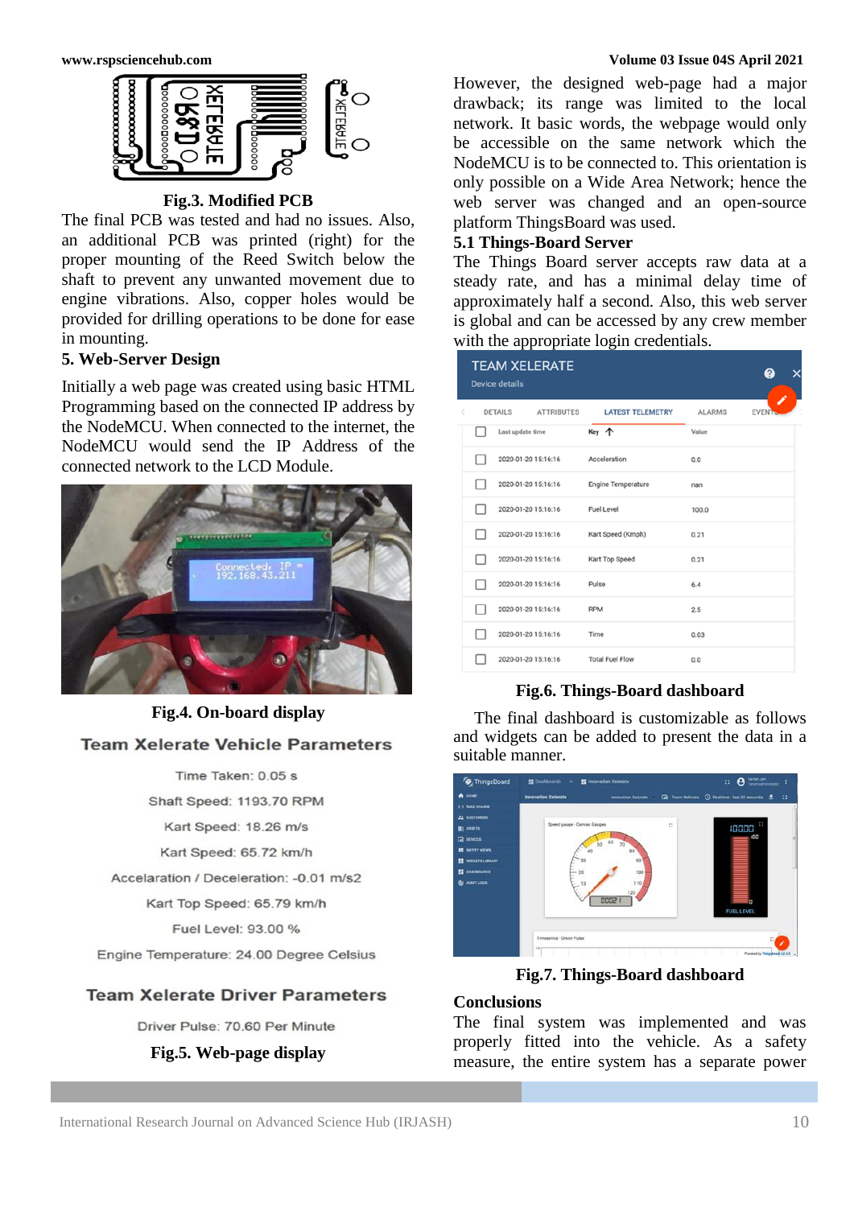Fig.3. Modified PCB

The final PCB was tested and had no issues. Also, an additional PCB was printed (right) for the proper mounting of the Reed Switch below the shaft to prevent any unwanted movement due to engine vibrations. Also, copper holes would be provided for drilling operations to be done for ease in mounting.

## 5. Web-Server Design

Initially a web page was created using basic HTML Programming based on the connected IP address by the NodeMCU. When connected to the internet, the NodeMCU would send the IP Address of the connected network to the LCD Module.

Fig.4. On-board display

**Team Xelerate Vehicle Parameters**

Time Taken: 0.05 s

Shaft Speed: 1193.70 RPM

Kart Speed: 18.26 m/s

Kart Speed: 65.72 km/h

Accelaration / Deceleration: -0.01 m/s2

Kart Top Speed: 65.79 km/h

Fuel Level: 93.00 %

Engine Temperature: 24.00 Degree Celsius

**Team Xelerate Driver Parameters**

Driver Pulse: 70.60 Per Minute

Fig.5. Web-page display

However, the designed web-page had a major drawback; its range was limited to the local network. It basic words, the webpage would only be accessible on the same network which the NodeMCU is to be connected to. This orientation is only possible on a Wide Area Network; hence the web server was changed and an open-source platform ThingsBoard was used.

### 5.1 Things-Board Server

The Things Board server accepts raw data at a steady rate, and has a minimal delay time of approximately half a second. Also, this web server is global and can be accessed by any crew member with the appropriate login credentials.

| Last update time | Key | Value |
|---|---|---|
| 2020-01-20 15:16:16 | Acceleration | 0.0 |
| 2020-01-20 15:16:16 | Engine Temperature | nan |
| 2020-01-20 15:16:16 | Fuel Level | 100.0 |
| 2020-01-20 15:16:16 | Kart Speed (Kmph) | 0.21 |
| 2020-01-20 15:16:16 | Kart Top Speed | 0.21 |
| 2020-01-20 15:16:16 | Pulse | 6.4 |
| 2020-01-20 15:16:16 | RPM | 2.5 |
| 2020-01-20 15:16:16 | Time | 0.03 |
| 2020-01-20 15:16:16 | Total Fuel Flow | 0.0 |

Fig.6. Things-Board dashboard

The final dashboard is customizable as follows and widgets can be added to present the data in a suitable manner.

Fig.7. Things-Board dashboard

## Conclusions

The final system was implemented and was properly fitted into the vehicle. As a safety measure, the entire system has a separate power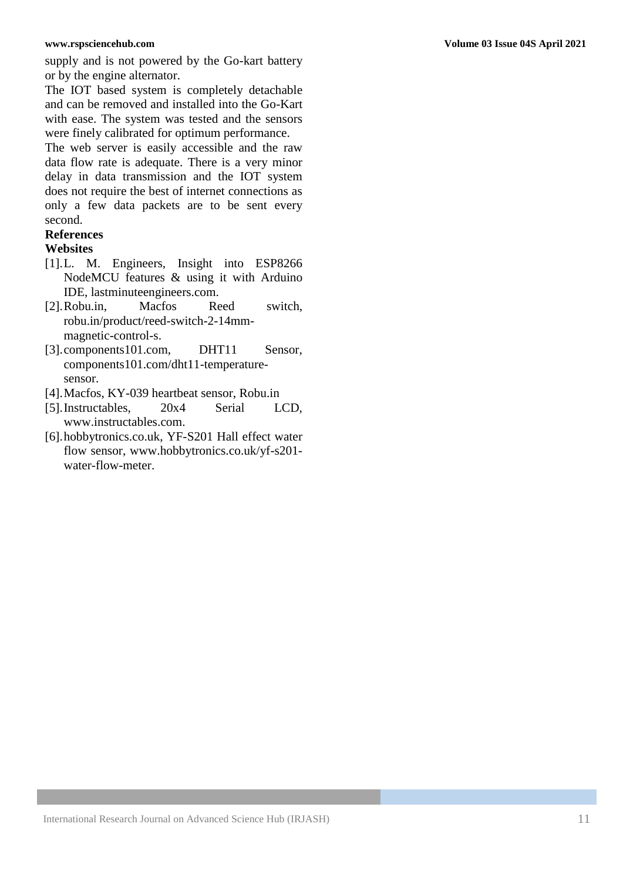supply and is not powered by the Go-kart battery or by the engine alternator.

The IOT based system is completely detachable and can be removed and installed into the Go-Kart with ease. The system was tested and the sensors were finely calibrated for optimum performance.

The web server is easily accessible and the raw data flow rate is adequate. There is a very minor delay in data transmission and the IOT system does not require the best of internet connections as only a few data packets are to be sent every second.

## References

### Websites

[1]. L. M. Engineers, Insight into ESP8266 NodeMCU features & using it with Arduino IDE, lastminuteengineers.com.

[2]. Robu.in, Macfos Reed switch, robu.in/product/reed-switch-2-14mm-magnetic-control-s.

[3]. components101.com, DHT11 Sensor, components101.com/dht11-temperature-sensor.

[4]. Macfos, KY-039 heartbeat sensor, Robu.in

[5]. Instructables, 20x4 Serial LCD, www.instructables.com.

[6]. hobbytronics.co.uk, YF-S201 Hall effect water flow sensor, www.hobbytronics.co.uk/yf-s201-water-flow-meter.